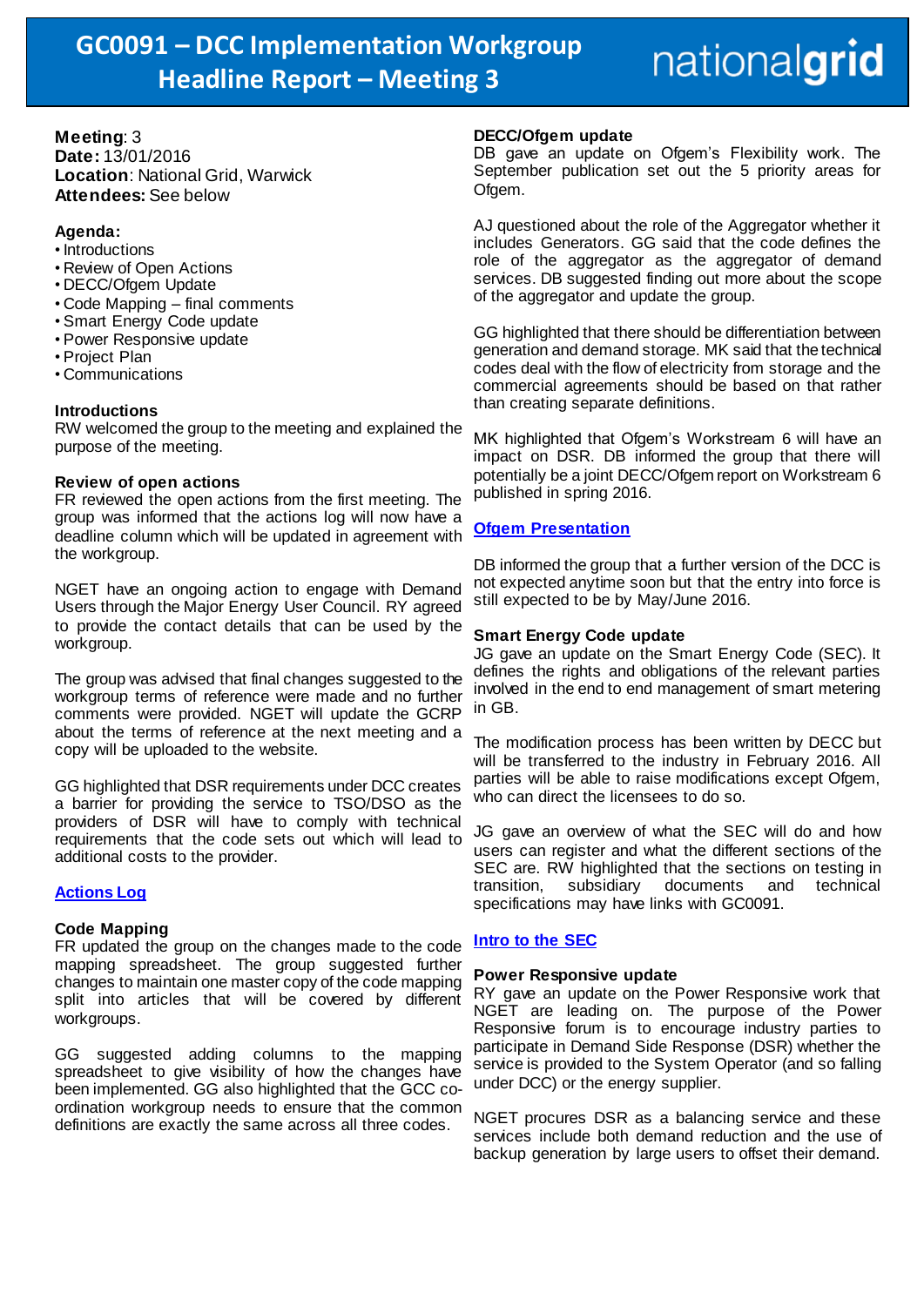# GC0091 – DCC Implementation Workgroup Headline Report – Meeting 3

nationalgrid

**Meeting**: 3
**Date:** 13/01/2016
**Location**: National Grid, Warwick
**Attendees:** See below

**Agenda:**

- Introductions
- Review of Open Actions
- DECC/Ofgem Update
- Code Mapping – final comments
- Smart Energy Code update
- Power Responsive update
- Project Plan
- Communications

### Introductions

RW welcomed the group to the meeting and explained the purpose of the meeting.

### Review of open actions

FR reviewed the open actions from the first meeting. The group was informed that the actions log will now have a deadline column which will be updated in agreement with the workgroup.

NGET have an ongoing action to engage with Demand Users through the Major Energy User Council. RY agreed to provide the contact details that can be used by the workgroup.

The group was advised that final changes suggested to the workgroup terms of reference were made and no further comments were provided. NGET will update the GCRP about the terms of reference at the next meeting and a copy will be uploaded to the website.

GG highlighted that DSR requirements under DCC creates a barrier for providing the service to TSO/DSO as the providers of DSR will have to comply with technical requirements that the code sets out which will lead to additional costs to the provider.

**Actions Log**

### Code Mapping

FR updated the group on the changes made to the code mapping spreadsheet. The group suggested further changes to maintain one master copy of the code mapping split into articles that will be covered by different workgroups.

GG suggested adding columns to the mapping spreadsheet to give visibility of how the changes have been implemented. GG also highlighted that the GCC co-ordination workgroup needs to ensure that the common definitions are exactly the same across all three codes.

### DECC/Ofgem update

DB gave an update on Ofgem's Flexibility work. The September publication set out the 5 priority areas for Ofgem.

AJ questioned about the role of the Aggregator whether it includes Generators. GG said that the code defines the role of the aggregator as the aggregator of demand services. DB suggested finding out more about the scope of the aggregator and update the group.

GG highlighted that there should be differentiation between generation and demand storage. MK said that the technical codes deal with the flow of electricity from storage and the commercial agreements should be based on that rather than creating separate definitions.

MK highlighted that Ofgem's Workstream 6 will have an impact on DSR. DB informed the group that there will potentially be a joint DECC/Ofgem report on Workstream 6 published in spring 2016.

**Ofgem Presentation**

DB informed the group that a further version of the DCC is not expected anytime soon but that the entry into force is still expected to be by May/June 2016.

### Smart Energy Code update

JG gave an update on the Smart Energy Code (SEC). It defines the rights and obligations of the relevant parties involved in the end to end management of smart metering in GB.

The modification process has been written by DECC but will be transferred to the industry in February 2016. All parties will be able to raise modifications except Ofgem, who can direct the licensees to do so.

JG gave an overview of what the SEC will do and how users can register and what the different sections of the SEC are. RW highlighted that the sections on testing in transition, subsidiary documents and technical specifications may have links with GC0091.

**Intro to the SEC**

### Power Responsive update

RY gave an update on the Power Responsive work that NGET are leading on. The purpose of the Power Responsive forum is to encourage industry parties to participate in Demand Side Response (DSR) whether the service is provided to the System Operator (and so falling under DCC) or the energy supplier.

NGET procures DSR as a balancing service and these services include both demand reduction and the use of backup generation by large users to offset their demand.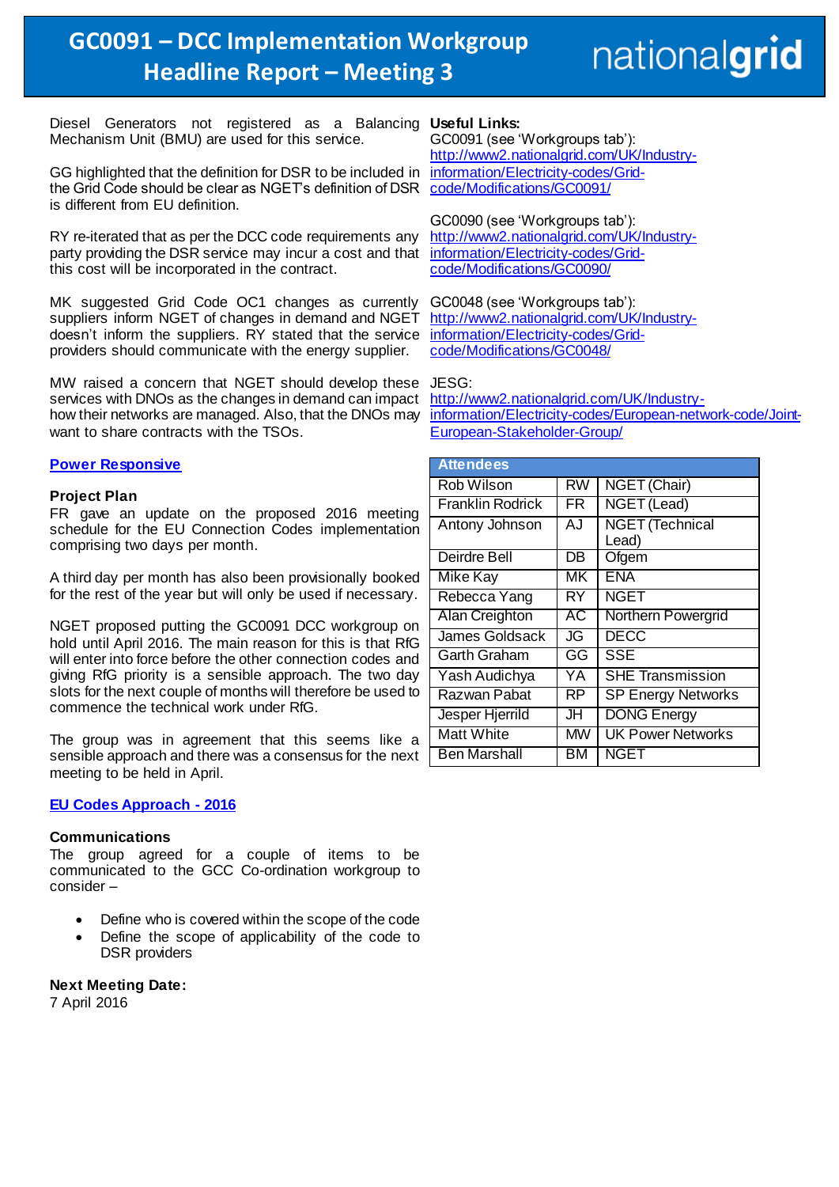# GC0091 – DCC Implementation Workgroup Headline Report – Meeting 3

Diesel Generators not registered as a Balancing Mechanism Unit (BMU) are used for this service.

GG highlighted that the definition for DSR to be included in the Grid Code should be clear as NGET's definition of DSR is different from EU definition.

RY re-iterated that as per the DCC code requirements any party providing the DSR service may incur a cost and that this cost will be incorporated in the contract.

MK suggested Grid Code OC1 changes as currently suppliers inform NGET of changes in demand and NGET doesn't inform the suppliers. RY stated that the service providers should communicate with the energy supplier.

MW raised a concern that NGET should develop these services with DNOs as the changes in demand can impact how their networks are managed. Also, that the DNOs may want to share contracts with the TSOs.

**Power Responsive**

**Project Plan**

FR gave an update on the proposed 2016 meeting schedule for the EU Connection Codes implementation comprising two days per month.

A third day per month has also been provisionally booked for the rest of the year but will only be used if necessary.

NGET proposed putting the GC0091 DCC workgroup on hold until April 2016. The main reason for this is that RfG will enter into force before the other connection codes and giving RfG priority is a sensible approach. The two day slots for the next couple of months will therefore be used to commence the technical work under RfG.

The group was in agreement that this seems like a sensible approach and there was a consensus for the next meeting to be held in April.

**EU Codes Approach - 2016**

**Communications**

The group agreed for a couple of items to be communicated to the GCC Co-ordination workgroup to consider –

- Define who is covered within the scope of the code
- Define the scope of applicability of the code to DSR providers

**Next Meeting Date:**

7 April 2016

**Useful Links:**

GC0091 (see 'Workgroups tab'):
http://www2.nationalgrid.com/UK/Industry-information/Electricity-codes/Grid-code/Modifications/GC0091/

GC0090 (see 'Workgroups tab'):
http://www2.nationalgrid.com/UK/Industry-information/Electricity-codes/Grid-code/Modifications/GC0090/

GC0048 (see 'Workgroups tab'):
http://www2.nationalgrid.com/UK/Industry-information/Electricity-codes/Grid-code/Modifications/GC0048/

JESG:
http://www2.nationalgrid.com/UK/Industry-information/Electricity-codes/European-network-code/Joint-European-Stakeholder-Group/

| Attendees | | |
|---|---|---|
| Rob Wilson | RW | NGET (Chair) |
| Franklin Rodrick | FR | NGET (Lead) |
| Antony Johnson | AJ | NGET (Technical Lead) |
| Deirdre Bell | DB | Ofgem |
| Mike Kay | MK | ENA |
| Rebecca Yang | RY | NGET |
| Alan Creighton | AC | Northern Powergrid |
| James Goldsack | JG | DECC |
| Garth Graham | GG | SSE |
| Yash Audichya | YA | SHE Transmission |
| Razwan Pabat | RP | SP Energy Networks |
| Jesper Hjerrild | JH | DONG Energy |
| Matt White | MW | UK Power Networks |
| Ben Marshall | BM | NGET |